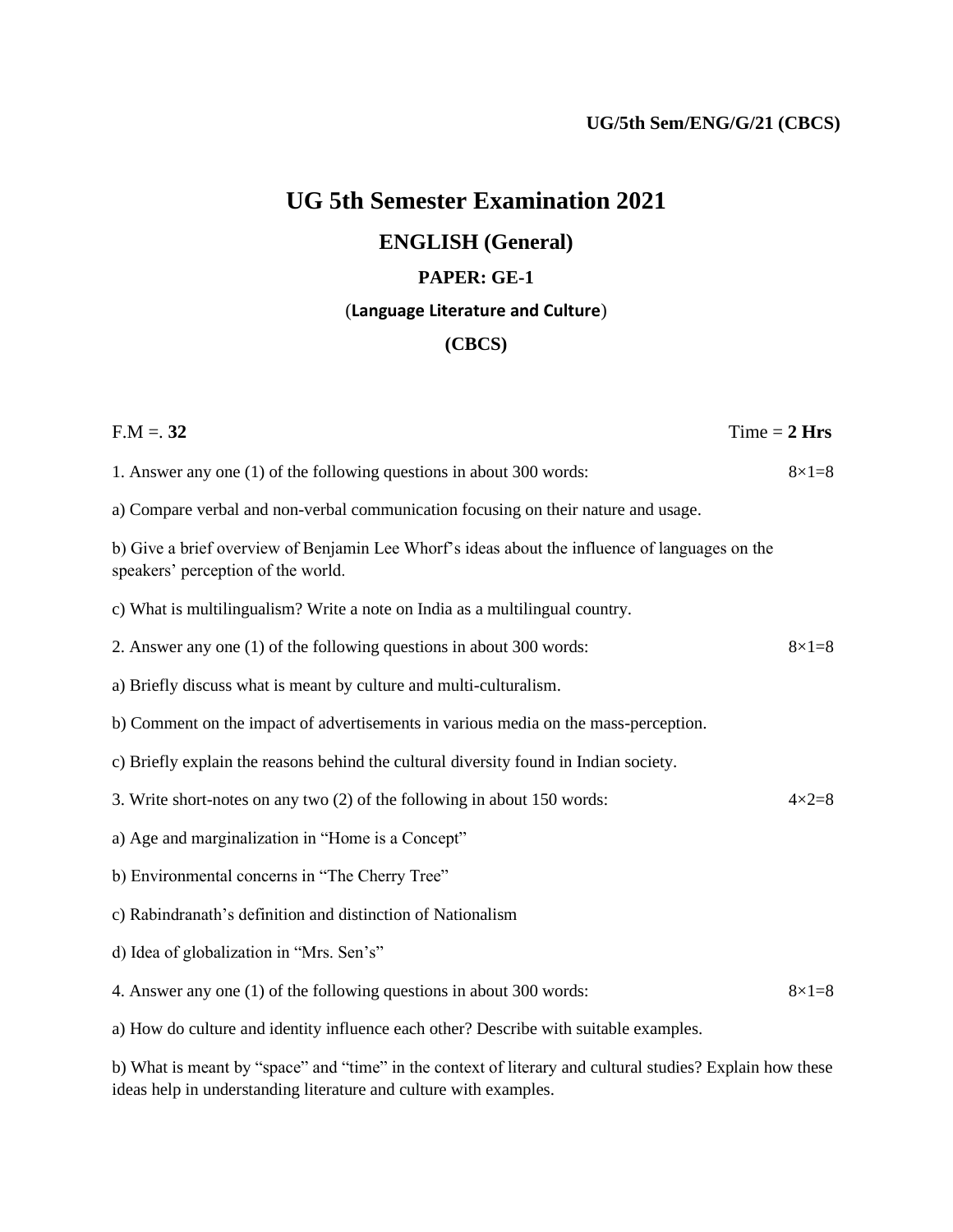**UG/5th Sem/ENG/G/21 (CBCS)**

# UG 5th Semester Examination 2021

## ENGLISH (General)

### PAPER: GE-1

(**Language Literature and Culture**)

**(CBCS)**

F.M =. **32** Time = **2 Hrs**

1. Answer any one (1) of the following questions in about 300 words: 8×1=8

a) Compare verbal and non-verbal communication focusing on their nature and usage.

b) Give a brief overview of Benjamin Lee Whorf's ideas about the influence of languages on the speakers' perception of the world.

c) What is multilingualism? Write a note on India as a multilingual country.

2. Answer any one (1) of the following questions in about 300 words: 8×1=8

a) Briefly discuss what is meant by culture and multi-culturalism.

b) Comment on the impact of advertisements in various media on the mass-perception.

c) Briefly explain the reasons behind the cultural diversity found in Indian society.

3. Write short-notes on any two (2) of the following in about 150 words: 4×2=8

a) Age and marginalization in "Home is a Concept"

b) Environmental concerns in "The Cherry Tree"

c) Rabindranath's definition and distinction of Nationalism

d) Idea of globalization in "Mrs. Sen's"

4. Answer any one (1) of the following questions in about 300 words: 8×1=8

a) How do culture and identity influence each other? Describe with suitable examples.

b) What is meant by "space" and "time" in the context of literary and cultural studies? Explain how these ideas help in understanding literature and culture with examples.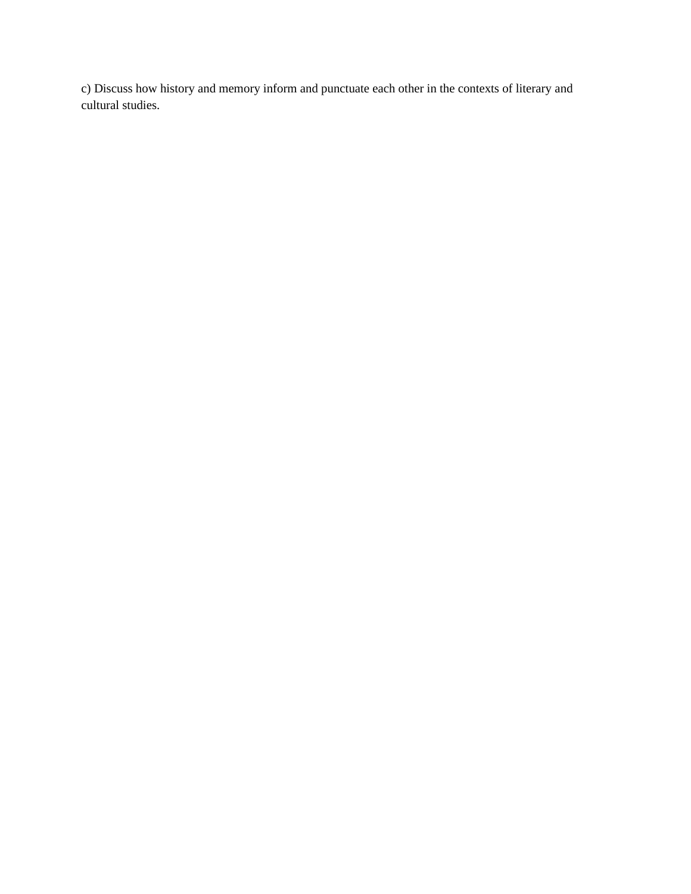c) Discuss how history and memory inform and punctuate each other in the contexts of literary and cultural studies.